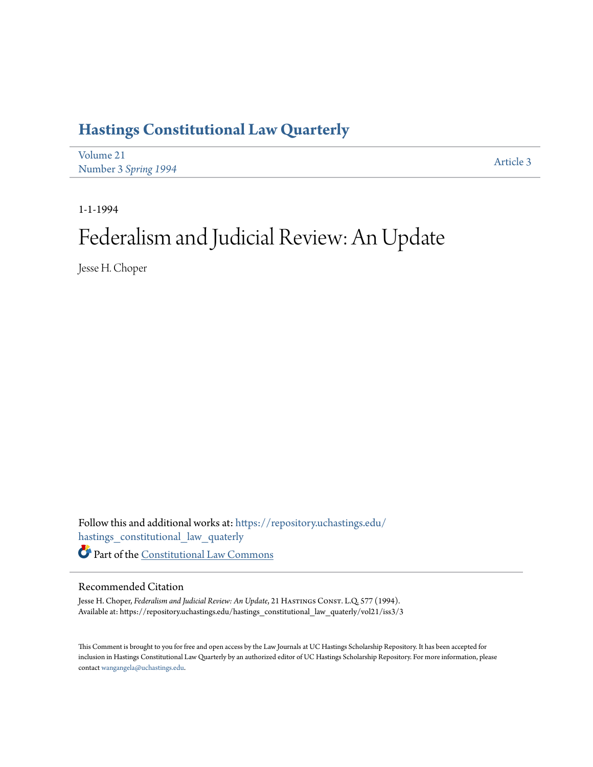# Hastings Constitutional Law Quarterly

Volume 21
Number 3 *Spring 1994*

Article 3

1-1-1994

# Federalism and Judicial Review: An Update

Jesse H. Choper

Follow this and additional works at: https://repository.uchastings.edu/hastings_constitutional_law_quaterly

Part of the Constitutional Law Commons

## Recommended Citation

Jesse H. Choper, *Federalism and Judicial Review: An Update*, 21 Hastings Const. L.Q. 577 (1994).
Available at: https://repository.uchastings.edu/hastings_constitutional_law_quaterly/vol21/iss3/3

This Comment is brought to you for free and open access by the Law Journals at UC Hastings Scholarship Repository. It has been accepted for inclusion in Hastings Constitutional Law Quarterly by an authorized editor of UC Hastings Scholarship Repository. For more information, please contact wangangela@uchastings.edu.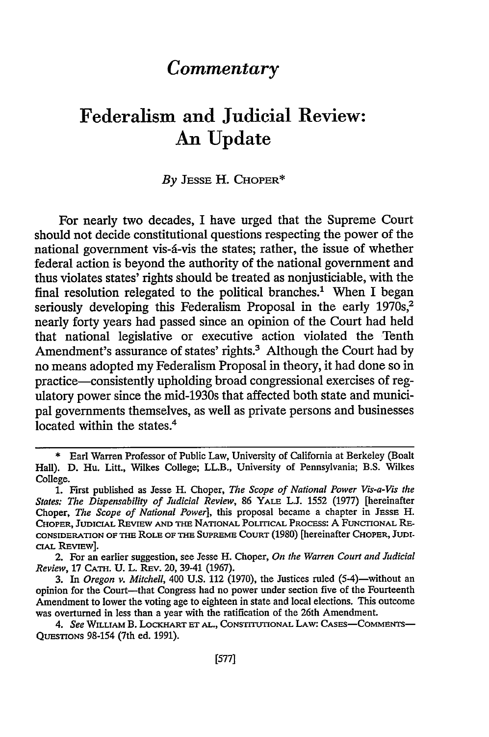# *Commentary*

# Federalism and Judicial Review: An Update

*By* JESSE H. CHOPER*

For nearly two decades, I have urged that the Supreme Court should not decide constitutional questions respecting the power of the national government vis-á-vis the states; rather, the issue of whether federal action is beyond the authority of the national government and thus violates states' rights should be treated as nonjusticiable, with the final resolution relegated to the political branches.[1] When I began seriously developing this Federalism Proposal in the early 1970s,[2] nearly forty years had passed since an opinion of the Court had held that national legislative or executive action violated the Tenth Amendment's assurance of states' rights.[3] Although the Court had by no means adopted my Federalism Proposal in theory, it had done so in practice—consistently upholding broad congressional exercises of regulatory power since the mid-1930s that affected both state and municipal governments themselves, as well as private persons and businesses located within the states.[4]

---

\* Earl Warren Professor of Public Law, University of California at Berkeley (Boalt Hall). D. Hu. Litt., Wilkes College; LL.B., University of Pennsylvania; B.S. Wilkes College.

1. First published as Jesse H. Choper, *The Scope of National Power Vis-a-Vis the States: The Dispensability of Judicial Review*, 86 YALE L.J. 1552 (1977) [hereinafter Choper, *The Scope of National Power*], this proposal became a chapter in JESSE H. CHOPER, JUDICIAL REVIEW AND THE NATIONAL POLITICAL PROCESS: A FUNCTIONAL RECONSIDERATION OF THE ROLE OF THE SUPREME COURT (1980) [hereinafter CHOPER, JUDICIAL REVIEW].

2. For an earlier suggestion, see Jesse H. Choper, *On the Warren Court and Judicial Review*, 17 CATH. U. L. REV. 20, 39-41 (1967).

3. In *Oregon v. Mitchell*, 400 U.S. 112 (1970), the Justices ruled (5-4)—without an opinion for the Court—that Congress had no power under section five of the Fourteenth Amendment to lower the voting age to eighteen in state and local elections. This outcome was overturned in less than a year with the ratification of the 26th Amendment.

4. *See* WILLIAM B. LOCKHART ET AL., CONSTITUTIONAL LAW: CASES—COMMENTS—QUESTIONS 98-154 (7th ed. 1991).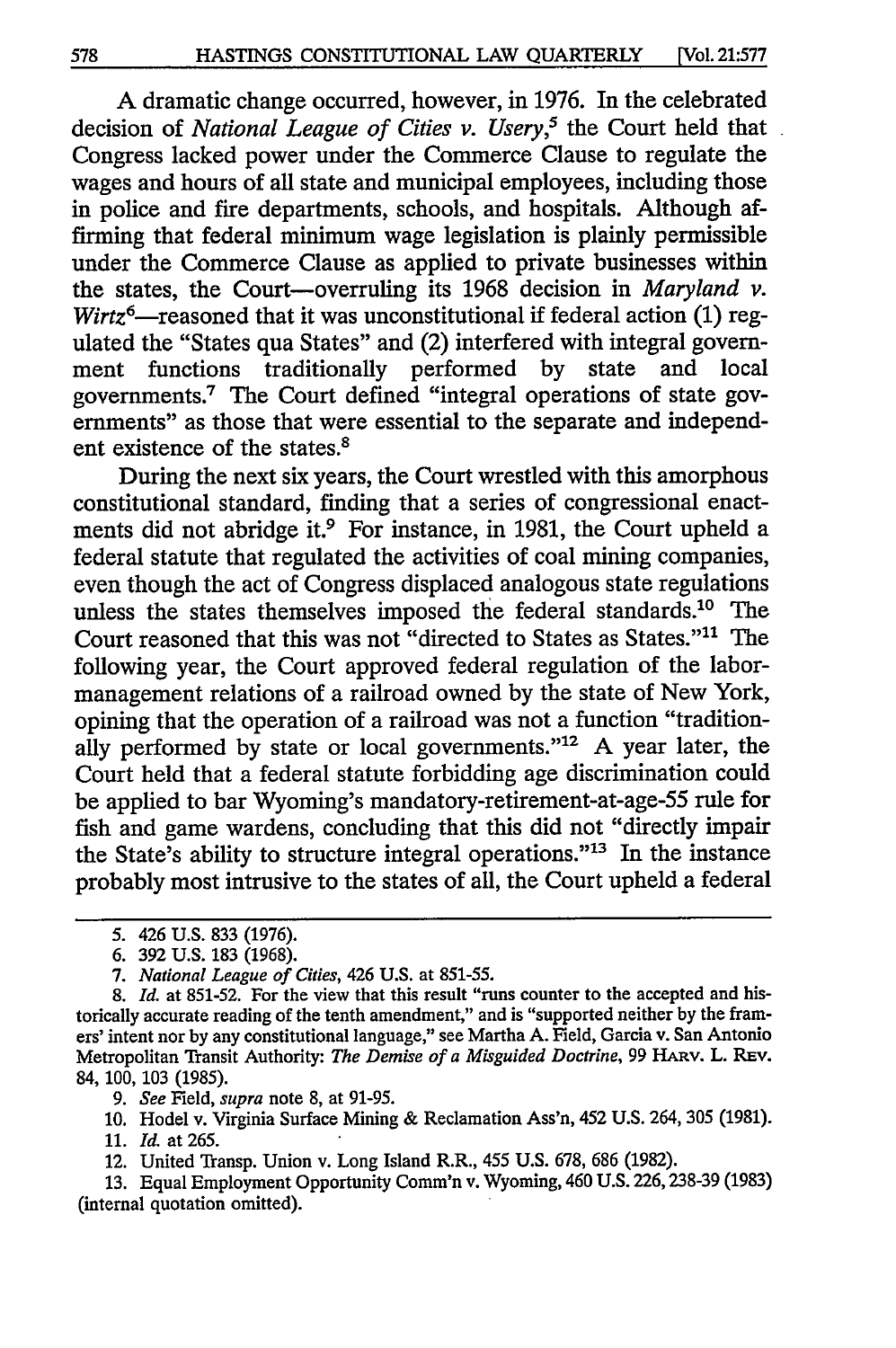A dramatic change occurred, however, in 1976. In the celebrated decision of *National League of Cities v. Usery*,[5] the Court held that Congress lacked power under the Commerce Clause to regulate the wages and hours of all state and municipal employees, including those in police and fire departments, schools, and hospitals. Although affirming that federal minimum wage legislation is plainly permissible under the Commerce Clause as applied to private businesses within the states, the Court—overruling its 1968 decision in *Maryland v. Wirtz*[6]—reasoned that it was unconstitutional if federal action (1) regulated the "States qua States" and (2) interfered with integral government functions traditionally performed by state and local governments.[7] The Court defined "integral operations of state governments" as those that were essential to the separate and independent existence of the states.[8]

During the next six years, the Court wrestled with this amorphous constitutional standard, finding that a series of congressional enactments did not abridge it.[9] For instance, in 1981, the Court upheld a federal statute that regulated the activities of coal mining companies, even though the act of Congress displaced analogous state regulations unless the states themselves imposed the federal standards.[10] The Court reasoned that this was not "directed to States as States."[11] The following year, the Court approved federal regulation of the labor-management relations of a railroad owned by the state of New York, opining that the operation of a railroad was not a function "traditionally performed by state or local governments."[12] A year later, the Court held that a federal statute forbidding age discrimination could be applied to bar Wyoming's mandatory-retirement-at-age-55 rule for fish and game wardens, concluding that this did not "directly impair the State's ability to structure integral operations."[13] In the instance probably most intrusive to the states of all, the Court upheld a federal

---

5. 426 U.S. 833 (1976).

6. 392 U.S. 183 (1968).

7. *National League of Cities*, 426 U.S. at 851-55.

8. *Id.* at 851-52. For the view that this result "runs counter to the accepted and historically accurate reading of the tenth amendment," and is "supported neither by the framers' intent nor by any constitutional language," see Martha A. Field, Garcia v. San Antonio Metropolitan Transit Authority: *The Demise of a Misguided Doctrine*, 99 HARV. L. REV. 84, 100, 103 (1985).

9. *See* Field, *supra* note 8, at 91-95.

10. Hodel v. Virginia Surface Mining & Reclamation Ass'n, 452 U.S. 264, 305 (1981).

11. *Id.* at 265.

12. United Transp. Union v. Long Island R.R., 455 U.S. 678, 686 (1982).

13. Equal Employment Opportunity Comm'n v. Wyoming, 460 U.S. 226, 238-39 (1983) (internal quotation omitted).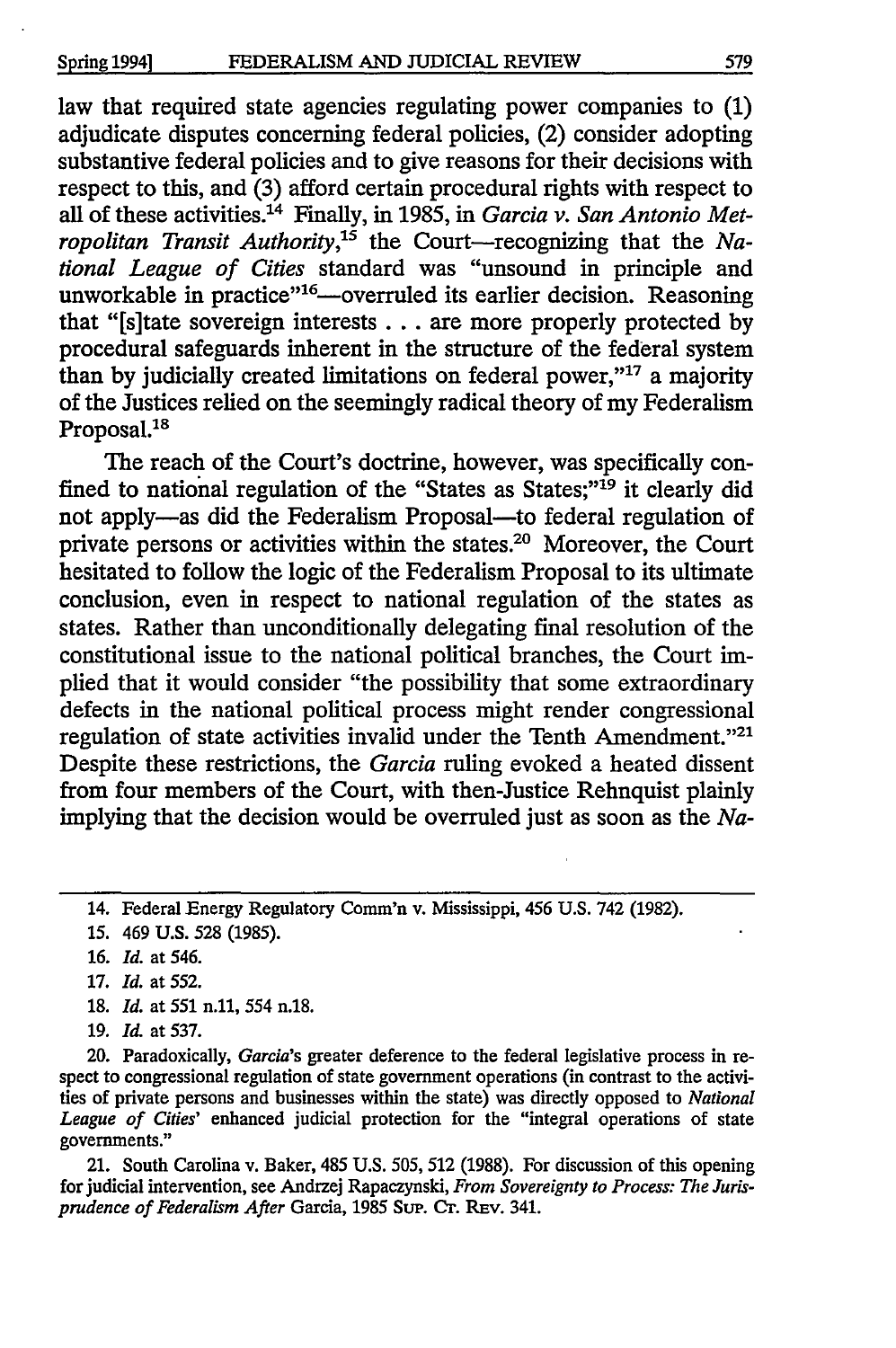law that required state agencies regulating power companies to (1) adjudicate disputes concerning federal policies, (2) consider adopting substantive federal policies and to give reasons for their decisions with respect to this, and (3) afford certain procedural rights with respect to all of these activities.[14] Finally, in 1985, in *Garcia v. San Antonio Metropolitan Transit Authority*,[15] the Court—recognizing that the *National League of Cities* standard was "unsound in principle and unworkable in practice"[16]—overruled its earlier decision. Reasoning that "[s]tate sovereign interests . . . are more properly protected by procedural safeguards inherent in the structure of the federal system than by judicially created limitations on federal power,"[17] a majority of the Justices relied on the seemingly radical theory of my Federalism Proposal.[18]

The reach of the Court's doctrine, however, was specifically confined to national regulation of the "States as States;"[19] it clearly did not apply—as did the Federalism Proposal—to federal regulation of private persons or activities within the states.[20] Moreover, the Court hesitated to follow the logic of the Federalism Proposal to its ultimate conclusion, even in respect to national regulation of the states as states. Rather than unconditionally delegating final resolution of the constitutional issue to the national political branches, the Court implied that it would consider "the possibility that some extraordinary defects in the national political process might render congressional regulation of state activities invalid under the Tenth Amendment."[21] Despite these restrictions, the *Garcia* ruling evoked a heated dissent from four members of the Court, with then-Justice Rehnquist plainly implying that the decision would be overruled just as soon as the *Na-*

14. Federal Energy Regulatory Comm'n v. Mississippi, 456 U.S. 742 (1982).

15. 469 U.S. 528 (1985).

16. *Id.* at 546.

17. *Id.* at 552.

18. *Id.* at 551 n.11, 554 n.18.

19. *Id.* at 537.

20. Paradoxically, *Garcia*'s greater deference to the federal legislative process in respect to congressional regulation of state government operations (in contrast to the activities of private persons and businesses within the state) was directly opposed to *National League of Cities*' enhanced judicial protection for the "integral operations of state governments."

21. South Carolina v. Baker, 485 U.S. 505, 512 (1988). For discussion of this opening for judicial intervention, see Andrzej Rapaczynski, *From Sovereignty to Process: The Jurisprudence of Federalism After* Garcia, 1985 SUP. CT. REV. 341.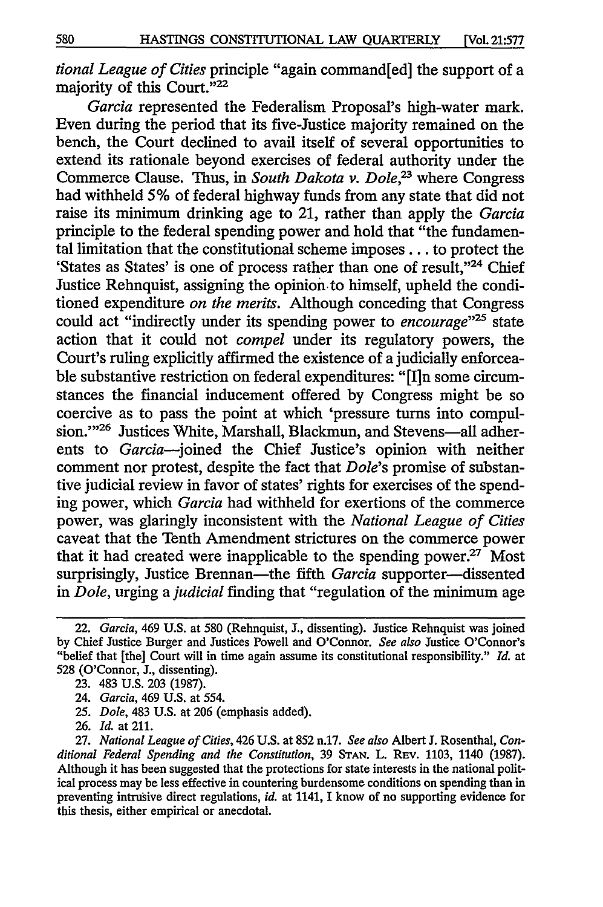*tional League of Cities* principle "again command[ed] the support of a majority of this Court."[22]

*Garcia* represented the Federalism Proposal's high-water mark. Even during the period that its five-Justice majority remained on the bench, the Court declined to avail itself of several opportunities to extend its rationale beyond exercises of federal authority under the Commerce Clause. Thus, in *South Dakota v. Dole*,[23] where Congress had withheld 5% of federal highway funds from any state that did not raise its minimum drinking age to 21, rather than apply the *Garcia* principle to the federal spending power and hold that "the fundamental limitation that the constitutional scheme imposes . . . to protect the 'States as States' is one of process rather than one of result,"[24] Chief Justice Rehnquist, assigning the opinion to himself, upheld the conditioned expenditure *on the merits*. Although conceding that Congress could act "indirectly under its spending power to *encourage*"[25] state action that it could not *compel* under its regulatory powers, the Court's ruling explicitly affirmed the existence of a judicially enforceable substantive restriction on federal expenditures: "[I]n some circumstances the financial inducement offered by Congress might be so coercive as to pass the point at which 'pressure turns into compulsion.'"[26] Justices White, Marshall, Blackmun, and Stevens—all adherents to *Garcia*—joined the Chief Justice's opinion with neither comment nor protest, despite the fact that *Dole*'s promise of substantive judicial review in favor of states' rights for exercises of the spending power, which *Garcia* had withheld for exertions of the commerce power, was glaringly inconsistent with the *National League of Cities* caveat that the Tenth Amendment strictures on the commerce power that it had created were inapplicable to the spending power.[27] Most surprisingly, Justice Brennan—the fifth *Garcia* supporter—dissented in *Dole*, urging a *judicial* finding that "regulation of the minimum age

22. *Garcia*, 469 U.S. at 580 (Rehnquist, J., dissenting). Justice Rehnquist was joined by Chief Justice Burger and Justices Powell and O'Connor. *See also* Justice O'Connor's "belief that [the] Court will in time again assume its constitutional responsibility." *Id.* at 528 (O'Connor, J., dissenting).

23. 483 U.S. 203 (1987).

24. *Garcia*, 469 U.S. at 554.

25. *Dole*, 483 U.S. at 206 (emphasis added).

26. *Id.* at 211.

27. *National League of Cities*, 426 U.S. at 852 n.17. *See also* Albert J. Rosenthal, *Conditional Federal Spending and the Constitution*, 39 STAN. L. REV. 1103, 1140 (1987). Although it has been suggested that the protections for state interests in the national political process may be less effective in countering burdensome conditions on spending than in preventing intrusive direct regulations, *id.* at 1141, I know of no supporting evidence for this thesis, either empirical or anecdotal.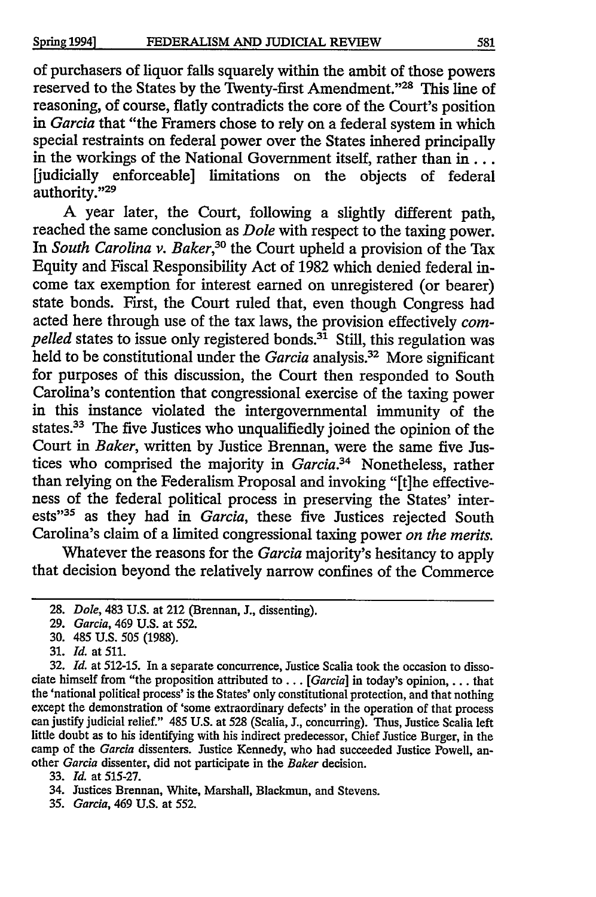of purchasers of liquor falls squarely within the ambit of those powers reserved to the States by the Twenty-first Amendment."[28] This line of reasoning, of course, flatly contradicts the core of the Court's position in *Garcia* that "the Framers chose to rely on a federal system in which special restraints on federal power over the States inhered principally in the workings of the National Government itself, rather than in . . . [judicially enforceable] limitations on the objects of federal authority."[29]

A year later, the Court, following a slightly different path, reached the same conclusion as *Dole* with respect to the taxing power. In *South Carolina v. Baker*,[30] the Court upheld a provision of the Tax Equity and Fiscal Responsibility Act of 1982 which denied federal income tax exemption for interest earned on unregistered (or bearer) state bonds. First, the Court ruled that, even though Congress had acted here through use of the tax laws, the provision effectively *compelled* states to issue only registered bonds.[31] Still, this regulation was held to be constitutional under the *Garcia* analysis.[32] More significant for purposes of this discussion, the Court then responded to South Carolina's contention that congressional exercise of the taxing power in this instance violated the intergovernmental immunity of the states.[33] The five Justices who unqualifiedly joined the opinion of the Court in *Baker*, written by Justice Brennan, were the same five Justices who comprised the majority in *Garcia*.[34] Nonetheless, rather than relying on the Federalism Proposal and invoking "[t]he effectiveness of the federal political process in preserving the States' interests"[35] as they had in *Garcia*, these five Justices rejected South Carolina's claim of a limited congressional taxing power *on the merits.*

Whatever the reasons for the *Garcia* majority's hesitancy to apply that decision beyond the relatively narrow confines of the Commerce

---

28. *Dole*, 483 U.S. at 212 (Brennan, J., dissenting).

29. *Garcia*, 469 U.S. at 552.

30. 485 U.S. 505 (1988).

31. *Id.* at 511.

32. *Id.* at 512-15. In a separate concurrence, Justice Scalia took the occasion to dissociate himself from "the proposition attributed to . . . [*Garcia*] in today's opinion, . . . that the 'national political process' is the States' only constitutional protection, and that nothing except the demonstration of 'some extraordinary defects' in the operation of that process can justify judicial relief." 485 U.S. at 528 (Scalia, J., concurring). Thus, Justice Scalia left little doubt as to his identifying with his indirect predecessor, Chief Justice Burger, in the camp of the *Garcia* dissenters. Justice Kennedy, who had succeeded Justice Powell, another *Garcia* dissenter, did not participate in the *Baker* decision.

33. *Id.* at 515-27.

34. Justices Brennan, White, Marshall, Blackmun, and Stevens.

35. *Garcia*, 469 U.S. at 552.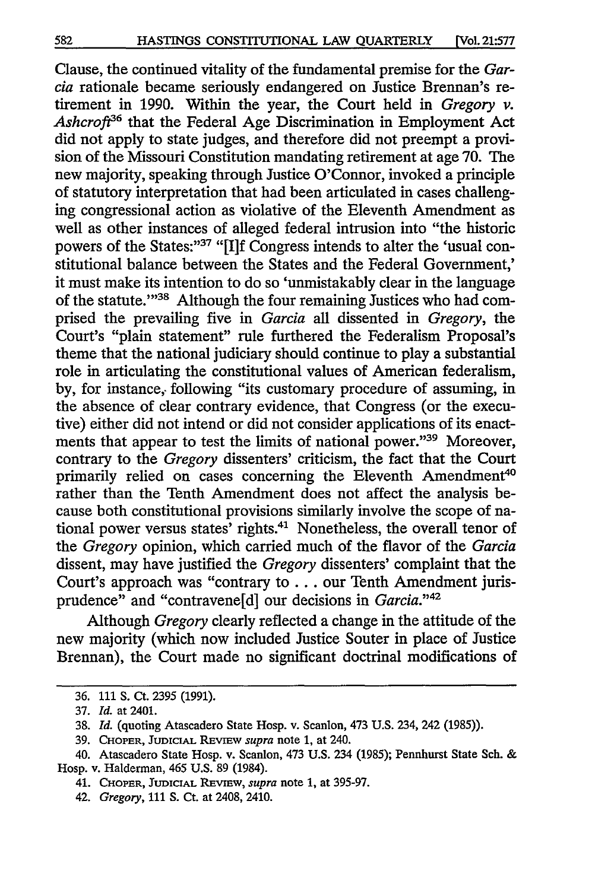Clause, the continued vitality of the fundamental premise for the *Garcia* rationale became seriously endangered on Justice Brennan's retirement in 1990. Within the year, the Court held in *Gregory v. Ashcroft*[36] that the Federal Age Discrimination in Employment Act did not apply to state judges, and therefore did not preempt a provision of the Missouri Constitution mandating retirement at age 70. The new majority, speaking through Justice O'Connor, invoked a principle of statutory interpretation that had been articulated in cases challenging congressional action as violative of the Eleventh Amendment as well as other instances of alleged federal intrusion into "the historic powers of the States:"[37] "[I]f Congress intends to alter the 'usual constitutional balance between the States and the Federal Government,' it must make its intention to do so 'unmistakably clear in the language of the statute.'"[38] Although the four remaining Justices who had comprised the prevailing five in *Garcia* all dissented in *Gregory*, the Court's "plain statement" rule furthered the Federalism Proposal's theme that the national judiciary should continue to play a substantial role in articulating the constitutional values of American federalism, by, for instance, following "its customary procedure of assuming, in the absence of clear contrary evidence, that Congress (or the executive) either did not intend or did not consider applications of its enactments that appear to test the limits of national power."[39] Moreover, contrary to the *Gregory* dissenters' criticism, the fact that the Court primarily relied on cases concerning the Eleventh Amendment[40] rather than the Tenth Amendment does not affect the analysis because both constitutional provisions similarly involve the scope of national power versus states' rights.[41] Nonetheless, the overall tenor of the *Gregory* opinion, which carried much of the flavor of the *Garcia* dissent, may have justified the *Gregory* dissenters' complaint that the Court's approach was "contrary to . . . our Tenth Amendment jurisprudence" and "contravene[d] our decisions in *Garcia*."[42]

Although *Gregory* clearly reflected a change in the attitude of the new majority (which now included Justice Souter in place of Justice Brennan), the Court made no significant doctrinal modifications of

---

36. 111 S. Ct. 2395 (1991).

37. *Id.* at 2401.

38. *Id.* (quoting Atascadero State Hosp. v. Scanlon, 473 U.S. 234, 242 (1985)).

39. CHOPER, JUDICIAL REVIEW *supra* note 1, at 240.

40. Atascadero State Hosp. v. Scanlon, 473 U.S. 234 (1985); Pennhurst State Sch. & Hosp. v. Halderman, 465 U.S. 89 (1984).

41. CHOPER, JUDICIAL REVIEW, *supra* note 1, at 395-97.

42. *Gregory*, 111 S. Ct. at 2408, 2410.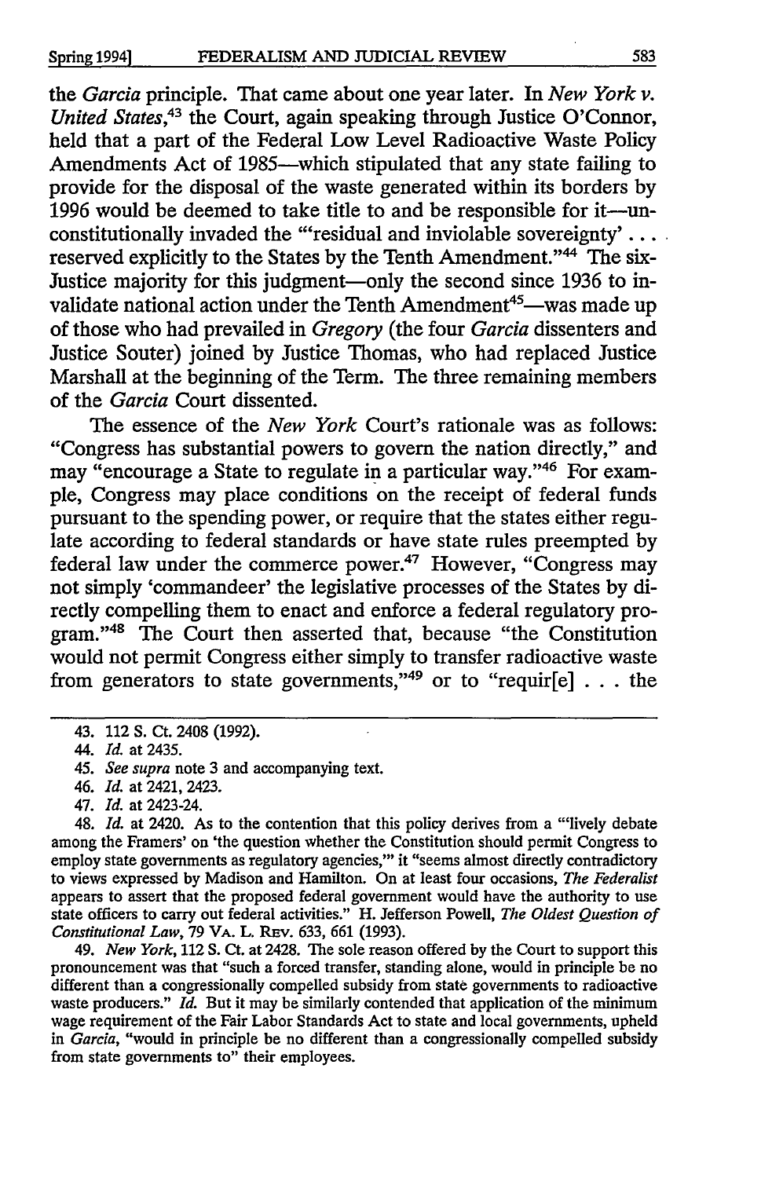the *Garcia* principle. That came about one year later. In *New York v. United States*,[43] the Court, again speaking through Justice O'Connor, held that a part of the Federal Low Level Radioactive Waste Policy Amendments Act of 1985—which stipulated that any state failing to provide for the disposal of the waste generated within its borders by 1996 would be deemed to take title to and be responsible for it—unconstitutionally invaded the "'residual and inviolable sovereignty' . . . reserved explicitly to the States by the Tenth Amendment."[44] The six-Justice majority for this judgment—only the second since 1936 to invalidate national action under the Tenth Amendment[45]—was made up of those who had prevailed in *Gregory* (the four *Garcia* dissenters and Justice Souter) joined by Justice Thomas, who had replaced Justice Marshall at the beginning of the Term. The three remaining members of the *Garcia* Court dissented.

The essence of the *New York* Court's rationale was as follows: "Congress has substantial powers to govern the nation directly," and may "encourage a State to regulate in a particular way."[46] For example, Congress may place conditions on the receipt of federal funds pursuant to the spending power, or require that the states either regulate according to federal standards or have state rules preempted by federal law under the commerce power.[47] However, "Congress may not simply 'commandeer' the legislative processes of the States by directly compelling them to enact and enforce a federal regulatory program."[48] The Court then asserted that, because "the Constitution would not permit Congress either simply to transfer radioactive waste from generators to state governments,"[49] or to "requir[e] . . . the

---

43. 112 S. Ct. 2408 (1992).

44. *Id.* at 2435.

45. *See supra* note 3 and accompanying text.

46. *Id.* at 2421, 2423.

47. *Id.* at 2423-24.

48. *Id.* at 2420. As to the contention that this policy derives from a "'lively debate among the Framers' on 'the question whether the Constitution should permit Congress to employ state governments as regulatory agencies,'" it "seems almost directly contradictory to views expressed by Madison and Hamilton. On at least four occasions, *The Federalist* appears to assert that the proposed federal government would have the authority to use state officers to carry out federal activities." H. Jefferson Powell, *The Oldest Question of Constitutional Law*, 79 VA. L. REV. 633, 661 (1993).

49. *New York*, 112 S. Ct. at 2428. The sole reason offered by the Court to support this pronouncement was that "such a forced transfer, standing alone, would in principle be no different than a congressionally compelled subsidy from state governments to radioactive waste producers." *Id.* But it may be similarly contended that application of the minimum wage requirement of the Fair Labor Standards Act to state and local governments, upheld in *Garcia*, "would in principle be no different than a congressionally compelled subsidy from state governments to" their employees.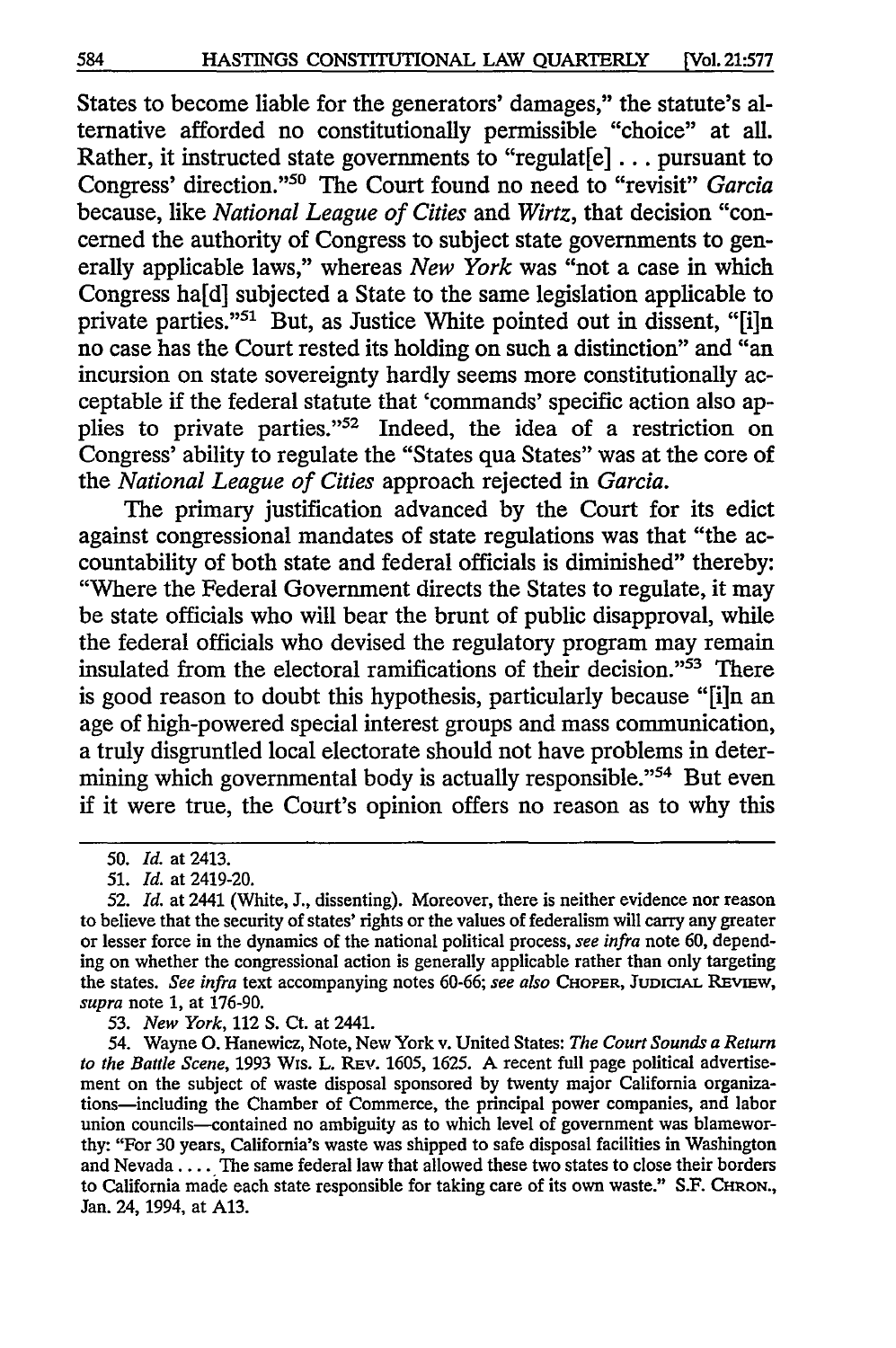States to become liable for the generators' damages," the statute's alternative afforded no constitutionally permissible "choice" at all. Rather, it instructed state governments to "regulat[e] . . . pursuant to Congress' direction."[50] The Court found no need to "revisit" *Garcia* because, like *National League of Cities* and *Wirtz*, that decision "concerned the authority of Congress to subject state governments to generally applicable laws," whereas *New York* was "not a case in which Congress ha[d] subjected a State to the same legislation applicable to private parties."[51] But, as Justice White pointed out in dissent, "[i]n no case has the Court rested its holding on such a distinction" and "an incursion on state sovereignty hardly seems more constitutionally acceptable if the federal statute that 'commands' specific action also applies to private parties."[52] Indeed, the idea of a restriction on Congress' ability to regulate the "States qua States" was at the core of the *National League of Cities* approach rejected in *Garcia*.

The primary justification advanced by the Court for its edict against congressional mandates of state regulations was that "the accountability of both state and federal officials is diminished" thereby: "Where the Federal Government directs the States to regulate, it may be state officials who will bear the brunt of public disapproval, while the federal officials who devised the regulatory program may remain insulated from the electoral ramifications of their decision."[53] There is good reason to doubt this hypothesis, particularly because "[i]n an age of high-powered special interest groups and mass communication, a truly disgruntled local electorate should not have problems in determining which governmental body is actually responsible."[54] But even if it were true, the Court's opinion offers no reason as to why this

---

50. *Id.* at 2413.

51. *Id.* at 2419-20.

52. *Id.* at 2441 (White, J., dissenting). Moreover, there is neither evidence nor reason to believe that the security of states' rights or the values of federalism will carry any greater or lesser force in the dynamics of the national political process, *see infra* note 60, depending on whether the congressional action is generally applicable rather than only targeting the states. *See infra* text accompanying notes 60-66; *see also* CHOPER, JUDICIAL REVIEW, *supra* note 1, at 176-90.

53. *New York*, 112 S. Ct. at 2441.

54. Wayne O. Hanewicz, Note, New York v. United States: *The Court Sounds a Return to the Battle Scene*, 1993 WIS. L. REV. 1605, 1625. A recent full page political advertisement on the subject of waste disposal sponsored by twenty major California organizations—including the Chamber of Commerce, the principal power companies, and labor union councils—contained no ambiguity as to which level of government was blameworthy: "For 30 years, California's waste was shipped to safe disposal facilities in Washington and Nevada . . . . The same federal law that allowed these two states to close their borders to California made each state responsible for taking care of its own waste." S.F. CHRON., Jan. 24, 1994, at A13.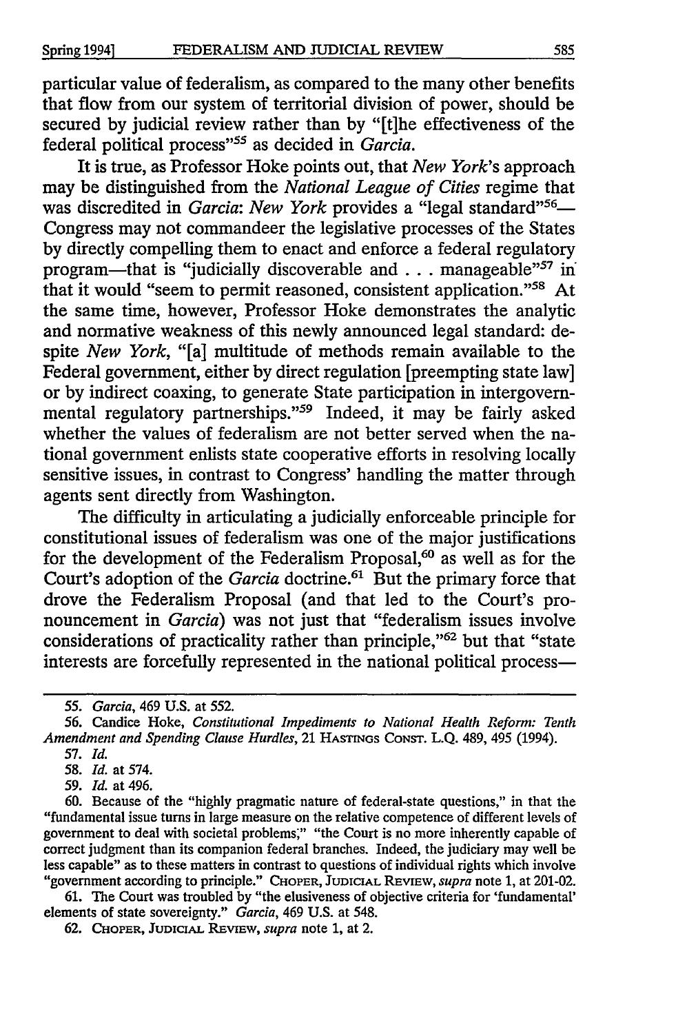particular value of federalism, as compared to the many other benefits that flow from our system of territorial division of power, should be secured by judicial review rather than by "[t]he effectiveness of the federal political process"[55] as decided in *Garcia*.

It is true, as Professor Hoke points out, that *New York*'s approach may be distinguished from the *National League of Cities* regime that was discredited in *Garcia*: *New York* provides a "legal standard"[56]—Congress may not commandeer the legislative processes of the States by directly compelling them to enact and enforce a federal regulatory program—that is "judicially discoverable and . . . manageable"[57] in that it would "seem to permit reasoned, consistent application."[58] At the same time, however, Professor Hoke demonstrates the analytic and normative weakness of this newly announced legal standard: despite *New York*, "[a] multitude of methods remain available to the Federal government, either by direct regulation [preempting state law] or by indirect coaxing, to generate State participation in intergovernmental regulatory partnerships."[59] Indeed, it may be fairly asked whether the values of federalism are not better served when the national government enlists state cooperative efforts in resolving locally sensitive issues, in contrast to Congress' handling the matter through agents sent directly from Washington.

The difficulty in articulating a judicially enforceable principle for constitutional issues of federalism was one of the major justifications for the development of the Federalism Proposal,[60] as well as for the Court's adoption of the *Garcia* doctrine.[61] But the primary force that drove the Federalism Proposal (and that led to the Court's pronouncement in *Garcia*) was not just that "federalism issues involve considerations of practicality rather than principle,"[62] but that "state interests are forcefully represented in the national political process—

---

55. *Garcia*, 469 U.S. at 552.

56. Candice Hoke, *Constitutional Impediments to National Health Reform: Tenth Amendment and Spending Clause Hurdles*, 21 HASTINGS CONST. L.Q. 489, 495 (1994).

57. *Id.*

58. *Id.* at 574.

59. *Id.* at 496.

60. Because of the "highly pragmatic nature of federal-state questions," in that the "fundamental issue turns in large measure on the relative competence of different levels of government to deal with societal problems;" "the Court is no more inherently capable of correct judgment than its companion federal branches. Indeed, the judiciary may well be less capable" as to these matters in contrast to questions of individual rights which involve "government according to principle." CHOPER, JUDICIAL REVIEW, *supra* note 1, at 201-02.

61. The Court was troubled by "the elusiveness of objective criteria for 'fundamental' elements of state sovereignty." *Garcia*, 469 U.S. at 548.

62. CHOPER, JUDICIAL REVIEW, *supra* note 1, at 2.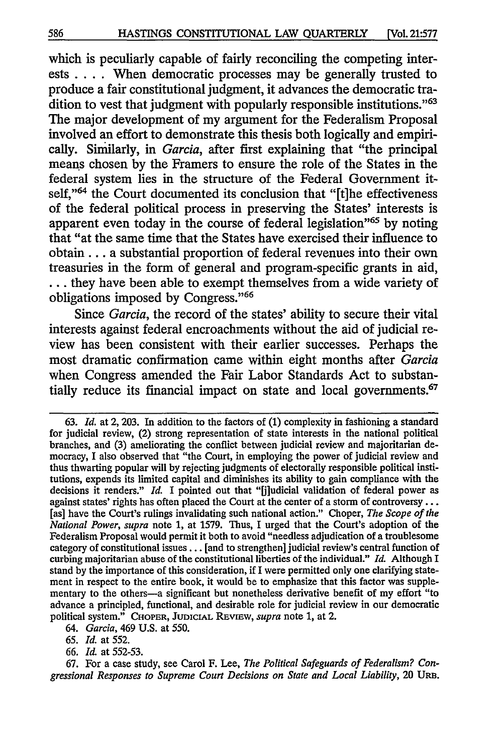which is peculiarly capable of fairly reconciling the competing interests . . . . When democratic processes may be generally trusted to produce a fair constitutional judgment, it advances the democratic tradition to vest that judgment with popularly responsible institutions."[63] The major development of my argument for the Federalism Proposal involved an effort to demonstrate this thesis both logically and empirically. Similarly, in *Garcia*, after first explaining that "the principal means chosen by the Framers to ensure the role of the States in the federal system lies in the structure of the Federal Government itself,"[64] the Court documented its conclusion that "[t]he effectiveness of the federal political process in preserving the States' interests is apparent even today in the course of federal legislation"[65] by noting that "at the same time that the States have exercised their influence to obtain . . . a substantial proportion of federal revenues into their own treasuries in the form of general and program-specific grants in aid, . . . they have been able to exempt themselves from a wide variety of obligations imposed by Congress."[66]

Since *Garcia*, the record of the states' ability to secure their vital interests against federal encroachments without the aid of judicial review has been consistent with their earlier successes. Perhaps the most dramatic confirmation came within eight months after *Garcia* when Congress amended the Fair Labor Standards Act to substantially reduce its financial impact on state and local governments.[67]

---

63. *Id.* at 2, 203. In addition to the factors of (1) complexity in fashioning a standard for judicial review, (2) strong representation of state interests in the national political branches, and (3) ameliorating the conflict between judicial review and majoritarian democracy, I also observed that "the Court, in employing the power of judicial review and thus thwarting popular will by rejecting judgments of electorally responsible political institutions, expends its limited capital and diminishes its ability to gain compliance with the decisions it renders." *Id.* I pointed out that "[j]udicial validation of federal power as against states' rights has often placed the Court at the center of a storm of controversy . . . [as] have the Court's rulings invalidating such national action." Choper, *The Scope of the National Power*, *supra* note 1, at 1579. Thus, I urged that the Court's adoption of the Federalism Proposal would permit it both to avoid "needless adjudication of a troublesome category of constitutional issues . . . [and to strengthen] judicial review's central function of curbing majoritarian abuse of the constitutional liberties of the individual." *Id.* Although I stand by the importance of this consideration, if I were permitted only one clarifying statement in respect to the entire book, it would be to emphasize that this factor was supplementary to the others—a significant but nonetheless derivative benefit of my effort "to advance a principled, functional, and desirable role for judicial review in our democratic political system." CHOPER, JUDICIAL REVIEW, *supra* note 1, at 2.

64. *Garcia*, 469 U.S. at 550.

65. *Id.* at 552.

66. *Id.* at 552-53.

67. For a case study, see Carol F. Lee, *The Political Safeguards of Federalism? Congressional Responses to Supreme Court Decisions on State and Local Liability*, 20 URB.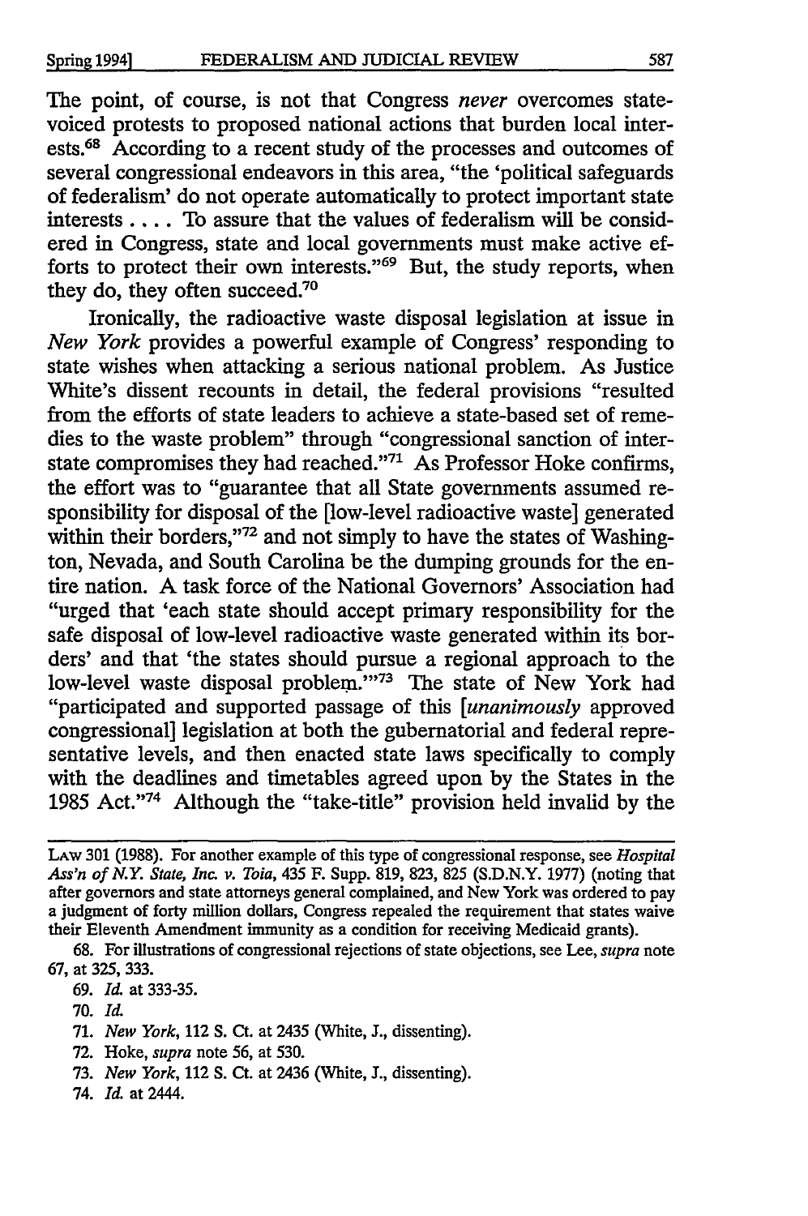The point, of course, is not that Congress *never* overcomes state-voiced protests to proposed national actions that burden local interests.[68] According to a recent study of the processes and outcomes of several congressional endeavors in this area, "the 'political safeguards of federalism' do not operate automatically to protect important state interests . . . . To assure that the values of federalism will be considered in Congress, state and local governments must make active efforts to protect their own interests."[69] But, the study reports, when they do, they often succeed.[70]

Ironically, the radioactive waste disposal legislation at issue in *New York* provides a powerful example of Congress' responding to state wishes when attacking a serious national problem. As Justice White's dissent recounts in detail, the federal provisions "resulted from the efforts of state leaders to achieve a state-based set of remedies to the waste problem" through "congressional sanction of interstate compromises they had reached."[71] As Professor Hoke confirms, the effort was to "guarantee that all State governments assumed responsibility for disposal of the [low-level radioactive waste] generated within their borders,"[72] and not simply to have the states of Washington, Nevada, and South Carolina be the dumping grounds for the entire nation. A task force of the National Governors' Association had "urged that 'each state should accept primary responsibility for the safe disposal of low-level radioactive waste generated within its borders' and that 'the states should pursue a regional approach to the low-level waste disposal problem.'"[73] The state of New York had "participated and supported passage of this [*unanimously* approved congressional] legislation at both the gubernatorial and federal representative levels, and then enacted state laws specifically to comply with the deadlines and timetables agreed upon by the States in the 1985 Act."[74] Although the "take-title" provision held invalid by the

---

LAW 301 (1988). For another example of this type of congressional response, see *Hospital Ass'n of N.Y. State, Inc. v. Toia*, 435 F. Supp. 819, 823, 825 (S.D.N.Y. 1977) (noting that after governors and state attorneys general complained, and New York was ordered to pay a judgment of forty million dollars, Congress repealed the requirement that states waive their Eleventh Amendment immunity as a condition for receiving Medicaid grants).

68. For illustrations of congressional rejections of state objections, see Lee, *supra* note 67, at 325, 333.

69. *Id.* at 333-35.

70. *Id.*

71. *New York*, 112 S. Ct. at 2435 (White, J., dissenting).

72. Hoke, *supra* note 56, at 530.

73. *New York*, 112 S. Ct. at 2436 (White, J., dissenting).

74. *Id.* at 2444.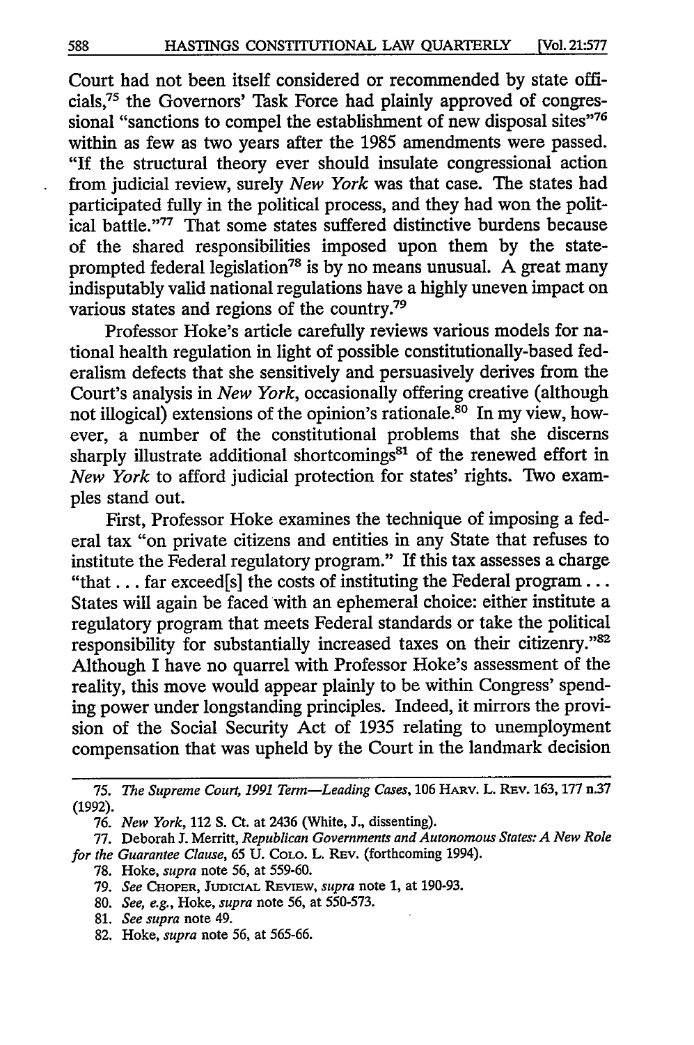Court had not been itself considered or recommended by state officials,[75] the Governors' Task Force had plainly approved of congressional "sanctions to compel the establishment of new disposal sites"[76] within as few as two years after the 1985 amendments were passed. "If the structural theory ever should insulate congressional action from judicial review, surely *New York* was that case. The states had participated fully in the political process, and they had won the political battle."[77] That some states suffered distinctive burdens because of the shared responsibilities imposed upon them by the state-prompted federal legislation[78] is by no means unusual. A great many indisputably valid national regulations have a highly uneven impact on various states and regions of the country.[79]

Professor Hoke's article carefully reviews various models for national health regulation in light of possible constitutionally-based federalism defects that she sensitively and persuasively derives from the Court's analysis in *New York*, occasionally offering creative (although not illogical) extensions of the opinion's rationale.[80] In my view, however, a number of the constitutional problems that she discerns sharply illustrate additional shortcomings[81] of the renewed effort in *New York* to afford judicial protection for states' rights. Two examples stand out.

First, Professor Hoke examines the technique of imposing a federal tax "on private citizens and entities in any State that refuses to institute the Federal regulatory program." If this tax assesses a charge "that . . . far exceed[s] the costs of instituting the Federal program . . . States will again be faced with an ephemeral choice: either institute a regulatory program that meets Federal standards or take the political responsibility for substantially increased taxes on their citizenry."[82] Although I have no quarrel with Professor Hoke's assessment of the reality, this move would appear plainly to be within Congress' spending power under longstanding principles. Indeed, it mirrors the provision of the Social Security Act of 1935 relating to unemployment compensation that was upheld by the Court in the landmark decision

---

75. *The Supreme Court, 1991 Term—Leading Cases*, 106 HARV. L. REV. 163, 177 n.37 (1992).

76. *New York*, 112 S. Ct. at 2436 (White, J., dissenting).

77. Deborah J. Merritt, *Republican Governments and Autonomous States: A New Role for the Guarantee Clause*, 65 U. COLO. L. REV. (forthcoming 1994).

78. Hoke, *supra* note 56, at 559-60.

79. *See* CHOPER, JUDICIAL REVIEW, *supra* note 1, at 190-93.

80. *See, e.g.*, Hoke, *supra* note 56, at 550-573.

81. *See supra* note 49.

82. Hoke, *supra* note 56, at 565-66.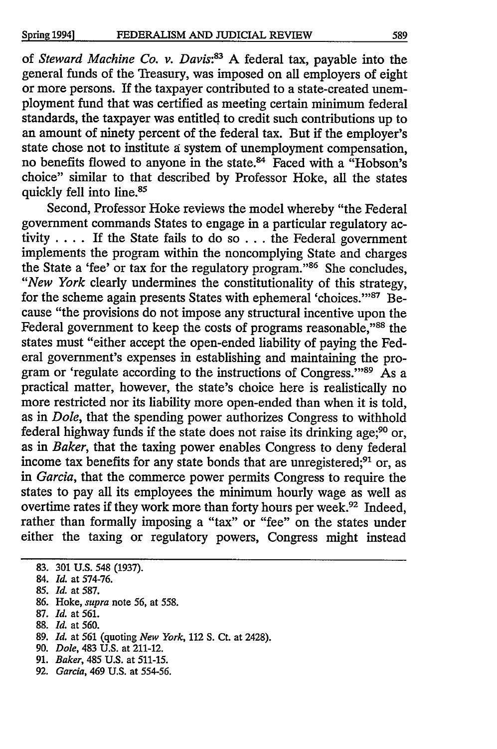of *Steward Machine Co. v. Davis*:[83] A federal tax, payable into the general funds of the Treasury, was imposed on all employers of eight or more persons. If the taxpayer contributed to a state-created unemployment fund that was certified as meeting certain minimum federal standards, the taxpayer was entitled to credit such contributions up to an amount of ninety percent of the federal tax. But if the employer's state chose not to institute a system of unemployment compensation, no benefits flowed to anyone in the state.[84] Faced with a "Hobson's choice" similar to that described by Professor Hoke, all the states quickly fell into line.[85]

Second, Professor Hoke reviews the model whereby "the Federal government commands States to engage in a particular regulatory activity . . . . If the State fails to do so . . . the Federal government implements the program within the noncomplying State and charges the State a 'fee' or tax for the regulatory program."[86] She concludes, "*New York* clearly undermines the constitutionality of this strategy, for the scheme again presents States with ephemeral 'choices.'"[87] Because "the provisions do not impose any structural incentive upon the Federal government to keep the costs of programs reasonable,"[88] the states must "either accept the open-ended liability of paying the Federal government's expenses in establishing and maintaining the program or 'regulate according to the instructions of Congress.'"[89] As a practical matter, however, the state's choice here is realistically no more restricted nor its liability more open-ended than when it is told, as in *Dole*, that the spending power authorizes Congress to withhold federal highway funds if the state does not raise its drinking age;[90] or, as in *Baker*, that the taxing power enables Congress to deny federal income tax benefits for any state bonds that are unregistered;[91] or, as in *Garcia*, that the commerce power permits Congress to require the states to pay all its employees the minimum hourly wage as well as overtime rates if they work more than forty hours per week.[92] Indeed, rather than formally imposing a "tax" or "fee" on the states under either the taxing or regulatory powers, Congress might instead

---

83. 301 U.S. 548 (1937).
84. *Id.* at 574-76.
85. *Id.* at 587.
86. Hoke, *supra* note 56, at 558.
87. *Id.* at 561.
88. *Id.* at 560.
89. *Id.* at 561 (quoting *New York*, 112 S. Ct. at 2428).
90. *Dole*, 483 U.S. at 211-12.
91. *Baker*, 485 U.S. at 511-15.
92. *Garcia*, 469 U.S. at 554-56.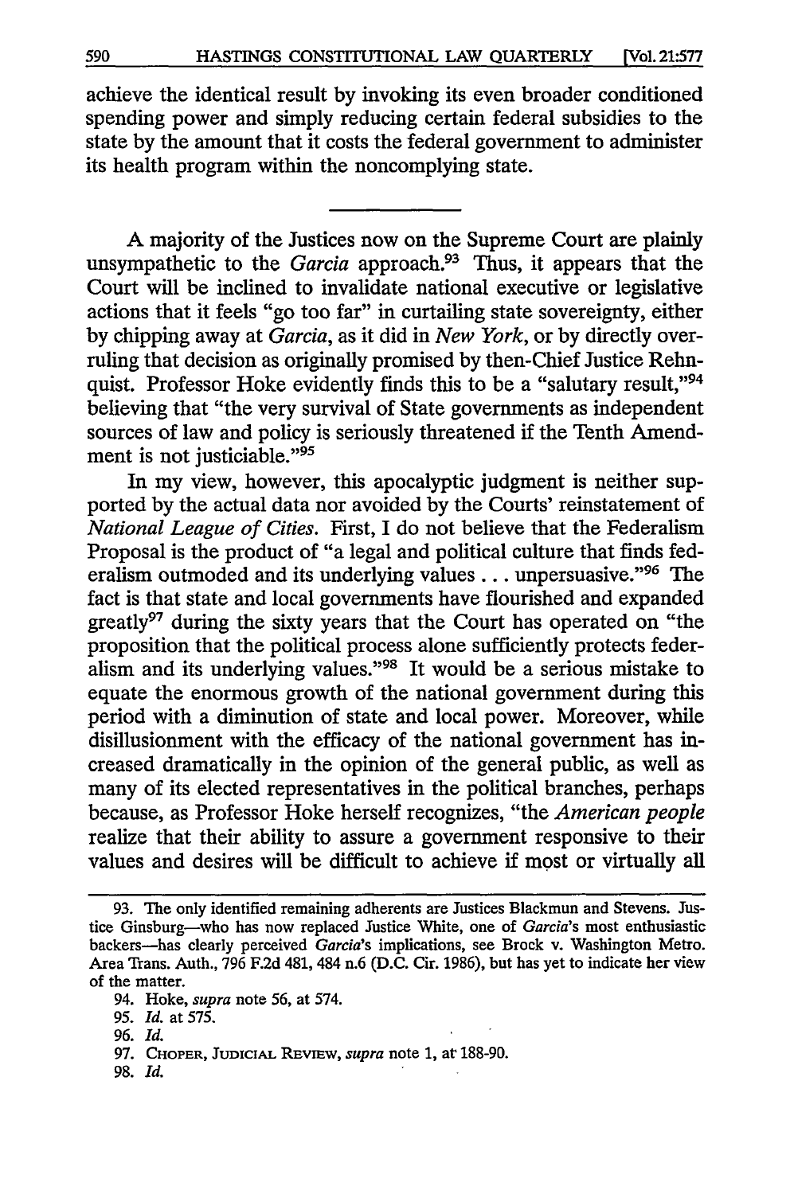achieve the identical result by invoking its even broader conditioned spending power and simply reducing certain federal subsidies to the state by the amount that it costs the federal government to administer its health program within the noncomplying state.

---

A majority of the Justices now on the Supreme Court are plainly unsympathetic to the *Garcia* approach.[93] Thus, it appears that the Court will be inclined to invalidate national executive or legislative actions that it feels "go too far" in curtailing state sovereignty, either by chipping away at *Garcia*, as it did in *New York*, or by directly overruling that decision as originally promised by then-Chief Justice Rehnquist. Professor Hoke evidently finds this to be a "salutary result,"[94] believing that "the very survival of State governments as independent sources of law and policy is seriously threatened if the Tenth Amendment is not justiciable."[95]

In my view, however, this apocalyptic judgment is neither supported by the actual data nor avoided by the Courts' reinstatement of *National League of Cities*. First, I do not believe that the Federalism Proposal is the product of "a legal and political culture that finds federalism outmoded and its underlying values . . . unpersuasive."[96] The fact is that state and local governments have flourished and expanded greatly[97] during the sixty years that the Court has operated on "the proposition that the political process alone sufficiently protects federalism and its underlying values."[98] It would be a serious mistake to equate the enormous growth of the national government during this period with a diminution of state and local power. Moreover, while disillusionment with the efficacy of the national government has increased dramatically in the opinion of the general public, as well as many of its elected representatives in the political branches, perhaps because, as Professor Hoke herself recognizes, "the *American people* realize that their ability to assure a government responsive to their values and desires will be difficult to achieve if most or virtually all

---

93. The only identified remaining adherents are Justices Blackmun and Stevens. Justice Ginsburg—who has now replaced Justice White, one of *Garcia's* most enthusiastic backers—has clearly perceived *Garcia's* implications, see Brock v. Washington Metro. Area Trans. Auth., 796 F.2d 481, 484 n.6 (D.C. Cir. 1986), but has yet to indicate her view of the matter.

94. Hoke, *supra* note 56, at 574.

95. *Id.* at 575.

96. *Id.*

97. CHOPER, JUDICIAL REVIEW, *supra* note 1, at 188-90.

98. *Id.*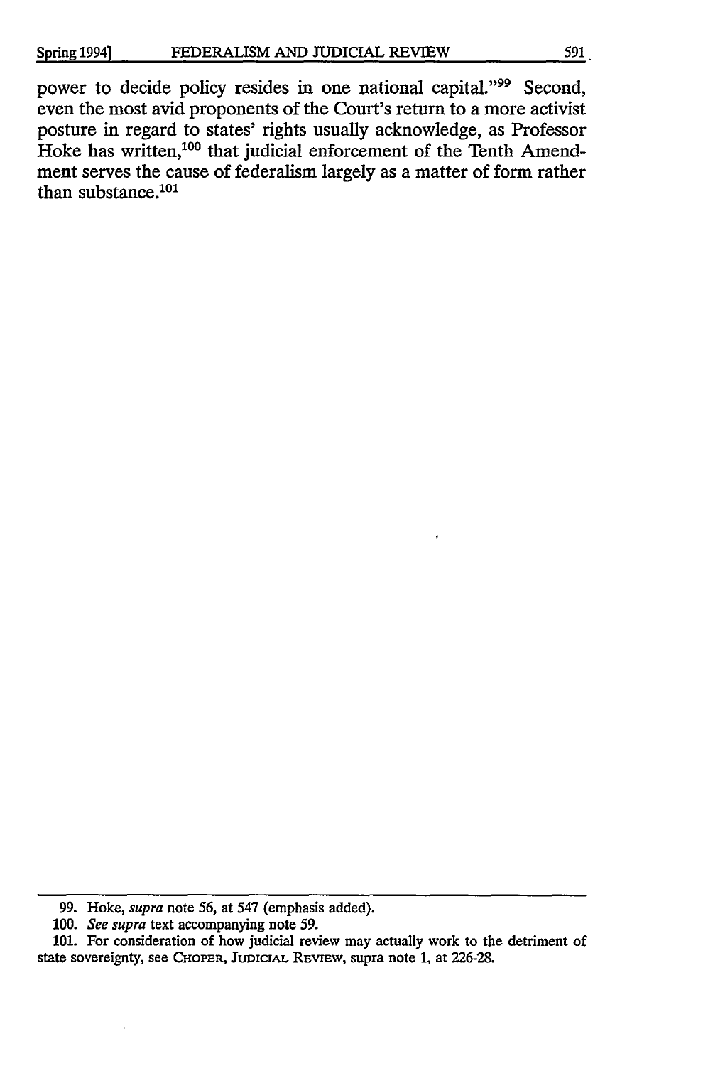power to decide policy resides in one national capital."[99] Second, even the most avid proponents of the Court's return to a more activist posture in regard to states' rights usually acknowledge, as Professor Hoke has written,[100] that judicial enforcement of the Tenth Amendment serves the cause of federalism largely as a matter of form rather than substance.[101]

---

99. Hoke, *supra* note 56, at 547 (emphasis added).

100. *See supra* text accompanying note 59.

101. For consideration of how judicial review may actually work to the detriment of state sovereignty, see CHOPER, JUDICIAL REVIEW, supra note 1, at 226-28.